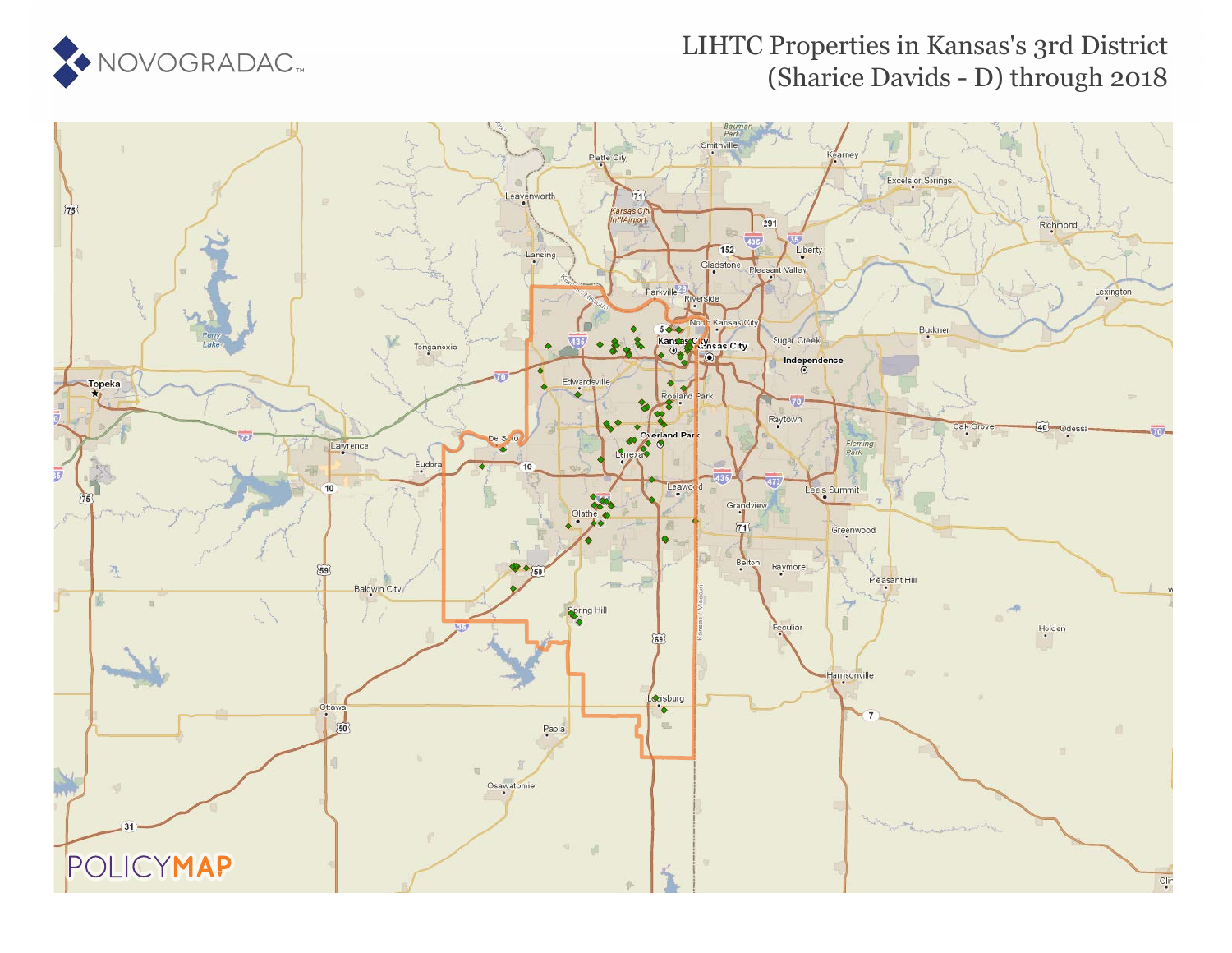# LIHTC Properties in Kansas's 3rd District (Sharice Davids - D) through 2018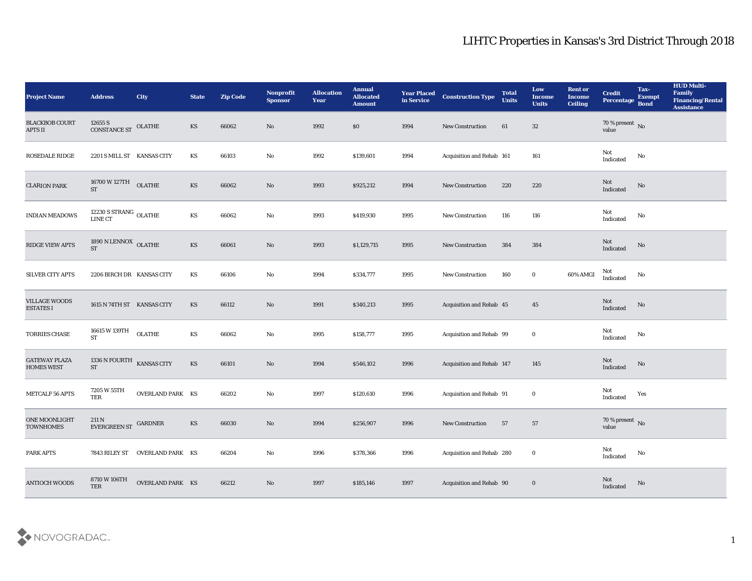# LIHTC Properties in Kansas's 3rd District Through 2018

| Project Name | Address | City | State | Zip Code | Nonprofit Sponsor | Allocation Year | Annual Allocated Amount | Year Placed in Service | Construction Type | Total Units | Low Income Units | Rent or Income Ceiling | Credit Percentage | Tax-Exempt Bond | HUD Multi-Family Financing/Rental Assistance |
|---|---|---|---|---|---|---|---|---|---|---|---|---|---|---|---|
| BLACKBOB COURT APTS II | 12655 S CONSTANCE ST | OLATHE | KS | 66062 | No | 1992 | $0 | 1994 | New Construction | 61 | 32 | | 70 % present value | No | |
| ROSEDALE RIDGE | 2201 S MILL ST | KANSAS CITY | KS | 66103 | No | 1992 | $139,601 | 1994 | Acquisition and Rehab | 161 | 161 | | Not Indicated | No | |
| CLARION PARK | 16700 W 127TH ST | OLATHE | KS | 66062 | No | 1993 | $925,212 | 1994 | New Construction | 220 | 220 | | Not Indicated | No | |
| INDIAN MEADOWS | 12230 S STRANG LINE CT | OLATHE | KS | 66062 | No | 1993 | $419,930 | 1995 | New Construction | 116 | 116 | | Not Indicated | No | |
| RIDGE VIEW APTS | 1890 N LENNOX ST | OLATHE | KS | 66061 | No | 1993 | $1,129,715 | 1995 | New Construction | 384 | 384 | | Not Indicated | No | |
| SILVER CITY APTS | 2206 BIRCH DR | KANSAS CITY | KS | 66106 | No | 1994 | $334,777 | 1995 | New Construction | 160 | 0 | 60% AMGI | Not Indicated | No | |
| VILLAGE WOODS ESTATES I | 1615 N 74TH ST | KANSAS CITY | KS | 66112 | No | 1991 | $340,213 | 1995 | Acquisition and Rehab | 45 | 45 | | Not Indicated | No | |
| TORRIES CHASE | 16615 W 139TH ST | OLATHE | KS | 66062 | No | 1995 | $158,777 | 1995 | Acquisition and Rehab | 99 | 0 | | Not Indicated | No | |
| GATEWAY PLAZA HOMES WEST | 1336 N FOURTH ST | KANSAS CITY | KS | 66101 | No | 1994 | $546,102 | 1996 | Acquisition and Rehab | 147 | 145 | | Not Indicated | No | |
| METCALF 56 APTS | 7205 W 55TH TER | OVERLAND PARK | KS | 66202 | No | 1997 | $120,610 | 1996 | Acquisition and Rehab | 91 | 0 | | Not Indicated | Yes | |
| ONE MOONLIGHT TOWNHOMES | 211 N EVERGREEN ST | GARDNER | KS | 66030 | No | 1994 | $256,907 | 1996 | New Construction | 57 | 57 | | 70 % present value | No | |
| PARK APTS | 7843 RILEY ST | OVERLAND PARK | KS | 66204 | No | 1996 | $378,366 | 1996 | Acquisition and Rehab | 280 | 0 | | Not Indicated | No | |
| ANTIOCH WOODS | 8710 W 106TH TER | OVERLAND PARK | KS | 66212 | No | 1997 | $185,146 | 1997 | Acquisition and Rehab | 90 | 0 | | Not Indicated | No | |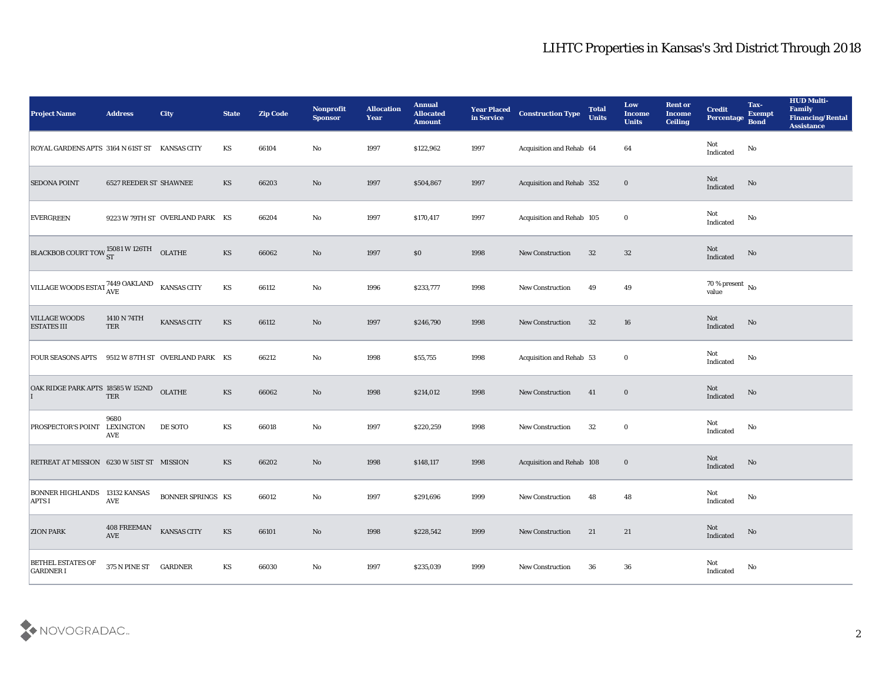# LIHTC Properties in Kansas's 3rd District Through 2018

| Project Name | Address | City | State | Zip Code | Nonprofit Sponsor | Allocation Year | Annual Allocated Amount | Year Placed in Service | Construction Type | Total Units | Low Income Units | Rent or Income Ceiling | Credit Percentage | Tax-Exempt Bond | HUD Multi-Family Financing/Rental Assistance |
|---|---|---|---|---|---|---|---|---|---|---|---|---|---|---|---|
| ROYAL GARDENS APTS | 3164 N 61ST ST | KANSAS CITY | KS | 66104 | No | 1997 | $122,962 | 1997 | Acquisition and Rehab | 64 | 64 | | Not Indicated | No | |
| SEDONA POINT | 6527 REEDER ST | SHAWNEE | KS | 66203 | No | 1997 | $504,867 | 1997 | Acquisition and Rehab | 352 | 0 | | Not Indicated | No | |
| EVERGREEN | 9223 W 79TH ST | OVERLAND PARK | KS | 66204 | No | 1997 | $170,417 | 1997 | Acquisition and Rehab | 105 | 0 | | Not Indicated | No | |
| BLACKBOB COURT TOW | 15081 W 126TH ST | OLATHE | KS | 66062 | No | 1997 | $0 | 1998 | New Construction | 32 | 32 | | Not Indicated | No | |
| VILLAGE WOODS ESTAT | 7449 OAKLAND AVE | KANSAS CITY | KS | 66112 | No | 1996 | $233,777 | 1998 | New Construction | 49 | 49 | | 70 % present value | No | |
| VILLAGE WOODS ESTATES III | 1410 N 74TH TER | KANSAS CITY | KS | 66112 | No | 1997 | $246,790 | 1998 | New Construction | 32 | 16 | | Not Indicated | No | |
| FOUR SEASONS APTS | 9512 W 87TH ST | OVERLAND PARK | KS | 66212 | No | 1998 | $55,755 | 1998 | Acquisition and Rehab | 53 | 0 | | Not Indicated | No | |
| OAK RIDGE PARK APTS I | 18585 W 152ND TER | OLATHE | KS | 66062 | No | 1998 | $214,012 | 1998 | New Construction | 41 | 0 | | Not Indicated | No | |
| PROSPECTOR'S POINT | 9680 LEXINGTON AVE | DE SOTO | KS | 66018 | No | 1997 | $220,259 | 1998 | New Construction | 32 | 0 | | Not Indicated | No | |
| RETREAT AT MISSION | 6230 W 51ST ST | MISSION | KS | 66202 | No | 1998 | $148,117 | 1998 | Acquisition and Rehab | 108 | 0 | | Not Indicated | No | |
| BONNER HIGHLANDS APTS I | 13132 KANSAS AVE | BONNER SPRINGS | KS | 66012 | No | 1997 | $291,696 | 1999 | New Construction | 48 | 48 | | Not Indicated | No | |
| ZION PARK | 408 FREEMAN AVE | KANSAS CITY | KS | 66101 | No | 1998 | $228,542 | 1999 | New Construction | 21 | 21 | | Not Indicated | No | |
| BETHEL ESTATES OF GARDNER I | 375 N PINE ST | GARDNER | KS | 66030 | No | 1997 | $235,039 | 1999 | New Construction | 36 | 36 | | Not Indicated | No | |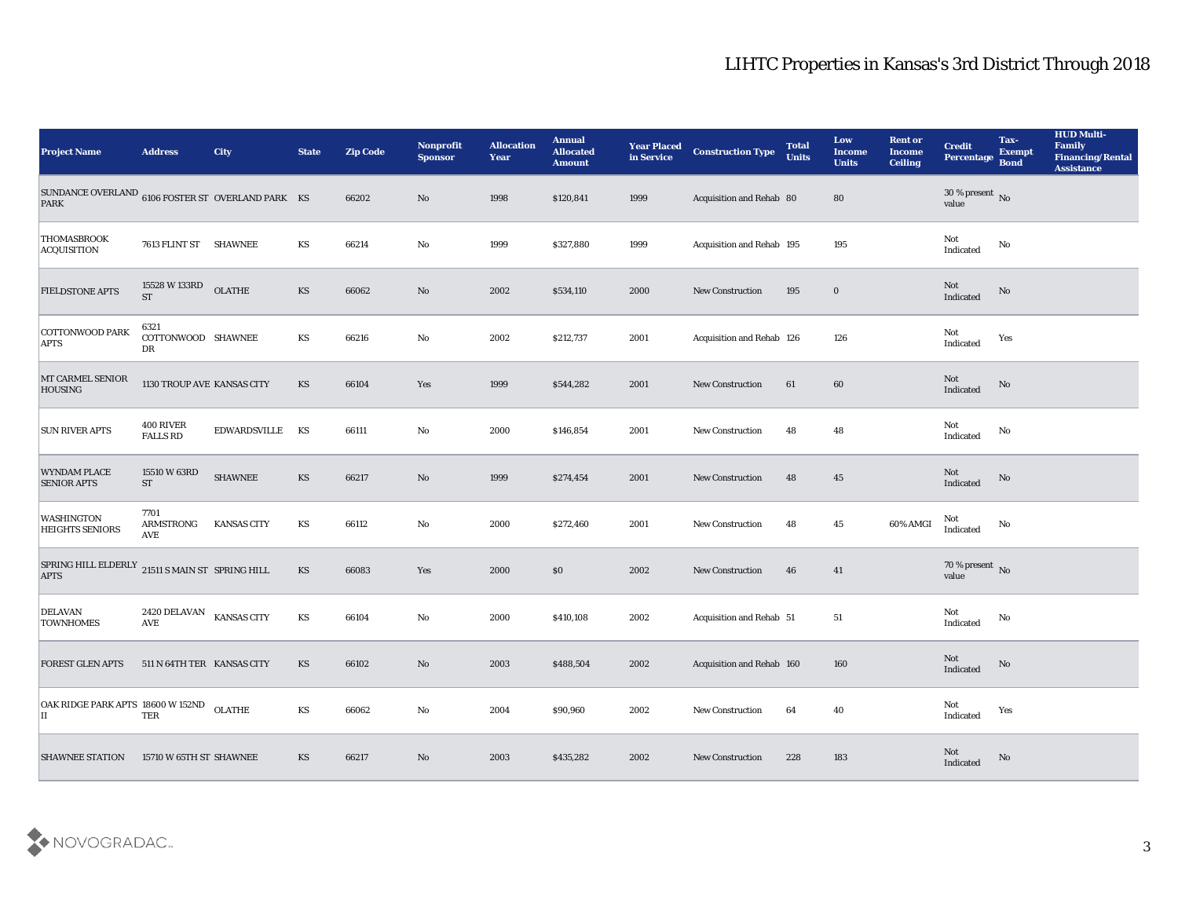# LIHTC Properties in Kansas's 3rd District Through 2018

| Project Name | Address | City | State | Zip Code | Nonprofit Sponsor | Allocation Year | Annual Allocated Amount | Year Placed in Service | Construction Type | Total Units | Low Income Units | Rent or Income Ceiling | Credit Percentage | Tax-Exempt Bond | HUD Multi-Family Financing/Rental Assistance |
|---|---|---|---|---|---|---|---|---|---|---|---|---|---|---|---|
| SUNDANCE OVERLAND PARK | 6106 FOSTER ST | OVERLAND PARK | KS | 66202 | No | 1998 | $120,841 | 1999 | Acquisition and Rehab | 80 | 80 | | 30 % present value | No | |
| THOMASBROOK ACQUISITION | 7613 FLINT ST | SHAWNEE | KS | 66214 | No | 1999 | $327,880 | 1999 | Acquisition and Rehab | 195 | 195 | | Not Indicated | No | |
| FIELDSTONE APTS | 15528 W 133RD ST | OLATHE | KS | 66062 | No | 2002 | $534,110 | 2000 | New Construction | 195 | 0 | | Not Indicated | No | |
| COTTONWOOD PARK APTS | 6321 COTTONWOOD DR | SHAWNEE | KS | 66216 | No | 2002 | $212,737 | 2001 | Acquisition and Rehab | 126 | 126 | | Not Indicated | Yes | |
| MT CARMEL SENIOR HOUSING | 1130 TROUP AVE | KANSAS CITY | KS | 66104 | Yes | 1999 | $544,282 | 2001 | New Construction | 61 | 60 | | Not Indicated | No | |
| SUN RIVER APTS | 400 RIVER FALLS RD | EDWARDSVILLE | KS | 66111 | No | 2000 | $146,854 | 2001 | New Construction | 48 | 48 | | Not Indicated | No | |
| WYNDAM PLACE SENIOR APTS | 15510 W 63RD ST | SHAWNEE | KS | 66217 | No | 1999 | $274,454 | 2001 | New Construction | 48 | 45 | | Not Indicated | No | |
| WASHINGTON HEIGHTS SENIORS | 7701 ARMSTRONG AVE | KANSAS CITY | KS | 66112 | No | 2000 | $272,460 | 2001 | New Construction | 48 | 45 | 60% AMGI | Not Indicated | No | |
| SPRING HILL ELDERLY APTS | 21511 S MAIN ST | SPRING HILL | KS | 66083 | Yes | 2000 | $0 | 2002 | New Construction | 46 | 41 | | 70 % present value | No | |
| DELAVAN TOWNHOMES | 2420 DELAVAN AVE | KANSAS CITY | KS | 66104 | No | 2000 | $410,108 | 2002 | Acquisition and Rehab | 51 | 51 | | Not Indicated | No | |
| FOREST GLEN APTS | 511 N 64TH TER | KANSAS CITY | KS | 66102 | No | 2003 | $488,504 | 2002 | Acquisition and Rehab | 160 | 160 | | Not Indicated | No | |
| OAK RIDGE PARK APTS II | 18600 W 152ND TER | OLATHE | KS | 66062 | No | 2004 | $90,960 | 2002 | New Construction | 64 | 40 | | Not Indicated | Yes | |
| SHAWNEE STATION | 15710 W 65TH ST | SHAWNEE | KS | 66217 | No | 2003 | $435,282 | 2002 | New Construction | 228 | 183 | | Not Indicated | No | |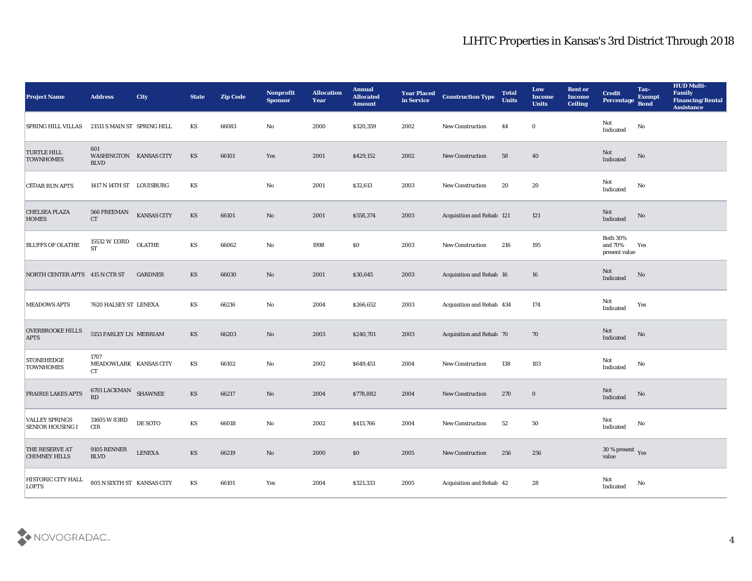# LIHTC Properties in Kansas's 3rd District Through 2018

| Project Name | Address | City | State | Zip Code | Nonprofit Sponsor | Allocation Year | Annual Allocated Amount | Year Placed in Service | Construction Type | Total Units | Low Income Units | Rent or Income Ceiling | Credit Percentage | Tax-Exempt Bond | HUD Multi-Family Financing/Rental Assistance |
|---|---|---|---|---|---|---|---|---|---|---|---|---|---|---|---|
| SPRING HILL VILLAS | 21511 S MAIN ST | SPRING HILL | KS | 66083 | No | 2000 | $320,359 | 2002 | New Construction | 44 | 0 | | Not Indicated | No | |
| TURTLE HILL TOWNHOMES | 601 WASHINGTON BLVD | KANSAS CITY | KS | 66101 | Yes | 2001 | $429,152 | 2002 | New Construction | 58 | 40 | | Not Indicated | No | |
| CEDAR RUN APTS | 1417 N 14TH ST | LOUISBURG | KS | | No | 2001 | $32,613 | 2003 | New Construction | 20 | 20 | | Not Indicated | No | |
| CHELSEA PLAZA HOMES | 566 FREEMAN CT | KANSAS CITY | KS | 66101 | No | 2001 | $558,374 | 2003 | Acquisition and Rehab | 121 | 121 | | Not Indicated | No | |
| BLUFFS OF OLATHE | 15532 W 133RD ST | OLATHE | KS | 66062 | No | 1998 | $0 | 2003 | New Construction | 216 | 195 | | Both 30% and 70% present value | Yes | |
| NORTH CENTER APTS | 415 N CTR ST | GARDNER | KS | 66030 | No | 2001 | $30,645 | 2003 | Acquisition and Rehab | 16 | 16 | | Not Indicated | No | |
| MEADOWS APTS | 7620 HALSEY ST | LENEXA | KS | 66216 | No | 2004 | $266,652 | 2003 | Acquisition and Rehab | 434 | 174 | | Not Indicated | Yes | |
| OVERBROOKE HILLS APTS | 5153 FARLEY LN | MERRIAM | KS | 66203 | No | 2003 | $240,701 | 2003 | Acquisition and Rehab | 70 | 70 | | Not Indicated | No | |
| STONEHEDGE TOWNHOMES | 1707 MEADOWLARK CT | KANSAS CITY | KS | 66102 | No | 2002 | $649,451 | 2004 | New Construction | 138 | 103 | | Not Indicated | No | |
| PRAIRIE LAKES APTS | 6701 LACKMAN RD | SHAWNEE | KS | 66217 | No | 2004 | $778,882 | 2004 | New Construction | 270 | 0 | | Not Indicated | No | |
| VALLEY SPRINGS SENIOR HOUSING I | 31605 W 83RD CIR | DE SOTO | KS | 66018 | No | 2002 | $413,766 | 2004 | New Construction | 52 | 50 | | Not Indicated | No | |
| THE RESERVE AT CHIMNEY HILLS | 9105 RENNER BLVD | LENEXA | KS | 66219 | No | 2000 | $0 | 2005 | New Construction | 256 | 256 | | 30 % present value | Yes | |
| HISTORIC CITY HALL LOFTS | 805 N SIXTH ST | KANSAS CITY | KS | 66101 | Yes | 2004 | $321,333 | 2005 | Acquisition and Rehab | 42 | 28 | | Not Indicated | No | |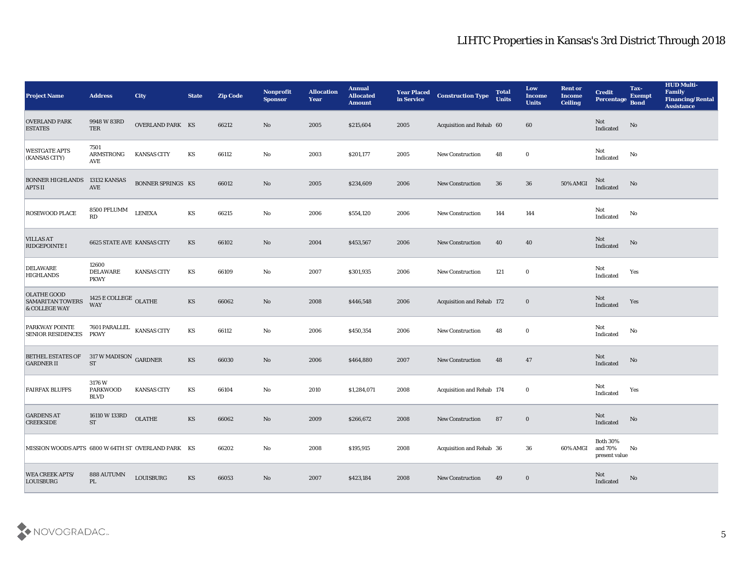| Project Name | Address | City | State | Zip Code | Nonprofit Sponsor | Allocation Year | Annual Allocated Amount | Year Placed in Service | Construction Type | Total Units | Low Income Units | Rent or Income Ceiling | Credit Percentage | Tax-Exempt Bond | HUD Multi-Family Financing/Rental Assistance |
|---|---|---|---|---|---|---|---|---|---|---|---|---|---|---|---|
| OVERLAND PARK ESTATES | 9948 W 83RD TER | OVERLAND PARK | KS | 66212 | No | 2005 | $215,604 | 2005 | Acquisition and Rehab | 60 | 60 | | Not Indicated | No | |
| WESTGATE APTS (KANSAS CITY) | 7501 ARMSTRONG AVE | KANSAS CITY | KS | 66112 | No | 2003 | $201,177 | 2005 | New Construction | 48 | 0 | | Not Indicated | No | |
| BONNER HIGHLANDS APTS II | 13132 KANSAS AVE | BONNER SPRINGS | KS | 66012 | No | 2005 | $234,609 | 2006 | New Construction | 36 | 36 | 50% AMGI | Not Indicated | No | |
| ROSEWOOD PLACE | 8500 PFLUMM RD | LENEXA | KS | 66215 | No | 2006 | $554,120 | 2006 | New Construction | 144 | 144 | | Not Indicated | No | |
| VILLAS AT RIDGEPOINTE I | 6625 STATE AVE | KANSAS CITY | KS | 66102 | No | 2004 | $453,567 | 2006 | New Construction | 40 | 40 | | Not Indicated | No | |
| DELAWARE HIGHLANDS | 12600 DELAWARE PKWY | KANSAS CITY | KS | 66109 | No | 2007 | $301,935 | 2006 | New Construction | 121 | 0 | | Not Indicated | Yes | |
| OLATHE GOOD SAMARITAN TOWERS & COLLEGE WAY | 1425 E COLLEGE WAY | OLATHE | KS | 66062 | No | 2008 | $446,548 | 2006 | Acquisition and Rehab | 172 | 0 | | Not Indicated | Yes | |
| PARKWAY POINTE SENIOR RESIDENCES | 7601 PARALLEL PKWY | KANSAS CITY | KS | 66112 | No | 2006 | $450,354 | 2006 | New Construction | 48 | 0 | | Not Indicated | No | |
| BETHEL ESTATES OF GARDNER II | 317 W MADISON ST | GARDNER | KS | 66030 | No | 2006 | $464,880 | 2007 | New Construction | 48 | 47 | | Not Indicated | No | |
| FAIRFAX BLUFFS | 3176 W PARKWOOD BLVD | KANSAS CITY | KS | 66104 | No | 2010 | $1,284,071 | 2008 | Acquisition and Rehab | 174 | 0 | | Not Indicated | Yes | |
| GARDENS AT CREEKSIDE | 16110 W 133RD ST | OLATHE | KS | 66062 | No | 2009 | $266,672 | 2008 | New Construction | 87 | 0 | | Not Indicated | No | |
| MISSION WOODS APTS | 6800 W 64TH ST | OVERLAND PARK | KS | 66202 | No | 2008 | $195,915 | 2008 | Acquisition and Rehab | 36 | 36 | 60% AMGI | Both 30% and 70% present value | No | |
| WEA CREEK APTS/ LOUISBURG | 888 AUTUMN PL | LOUISBURG | KS | 66053 | No | 2007 | $423,184 | 2008 | New Construction | 49 | 0 | | Not Indicated | No | |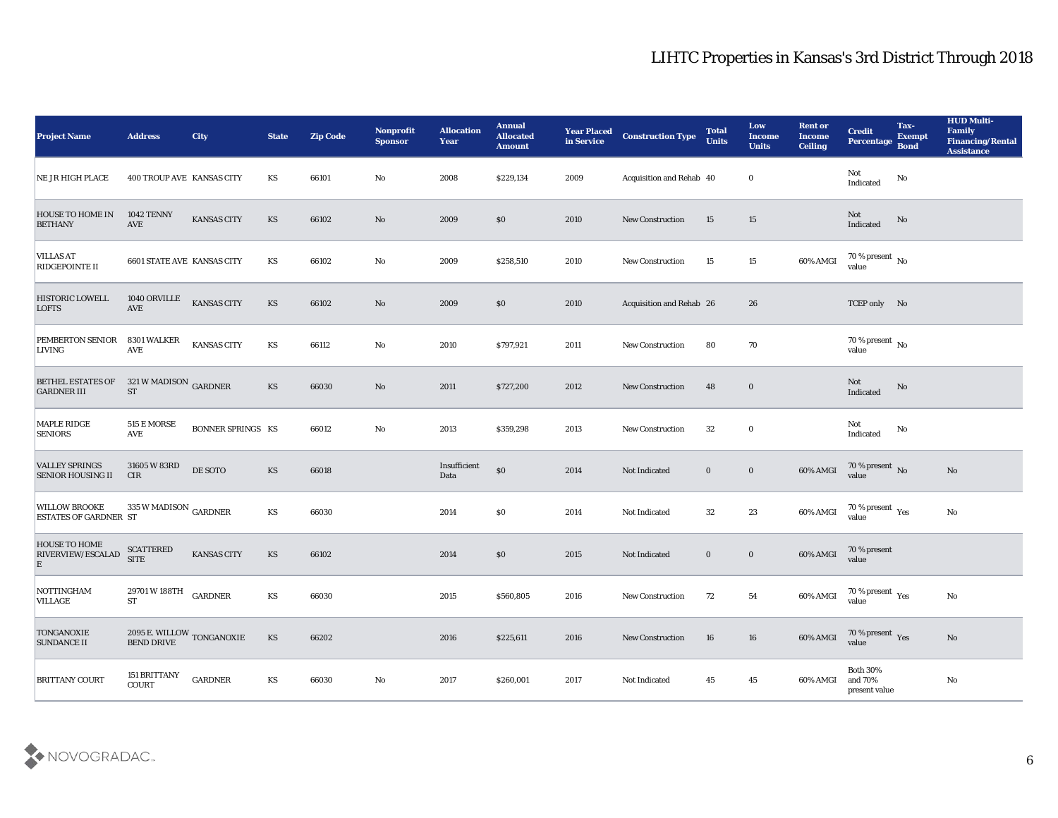# LIHTC Properties in Kansas's 3rd District Through 2018

| Project Name | Address | City | State | Zip Code | Nonprofit Sponsor | Allocation Year | Annual Allocated Amount | Year Placed in Service | Construction Type | Total Units | Low Income Units | Rent or Income Ceiling | Credit Percentage | Tax-Exempt Bond | HUD Multi-Family Financing/Rental Assistance |
|---|---|---|---|---|---|---|---|---|---|---|---|---|---|---|---|
| NE JR HIGH PLACE | 400 TROUP AVE | KANSAS CITY | KS | 66101 | No | 2008 | $229,134 | 2009 | Acquisition and Rehab | 40 | 0 | | Not Indicated | No | |
| HOUSE TO HOME IN BETHANY | 1042 TENNY AVE | KANSAS CITY | KS | 66102 | No | 2009 | $0 | 2010 | New Construction | 15 | 15 | | Not Indicated | No | |
| VILLAS AT RIDGEPOINTE II | 6601 STATE AVE | KANSAS CITY | KS | 66102 | No | 2009 | $258,510 | 2010 | New Construction | 15 | 15 | 60% AMGI | 70 % present value | No | |
| HISTORIC LOWELL LOFTS | 1040 ORVILLE AVE | KANSAS CITY | KS | 66102 | No | 2009 | $0 | 2010 | Acquisition and Rehab | 26 | 26 | | TCEP only | No | |
| PEMBERTON SENIOR LIVING | 8301 WALKER AVE | KANSAS CITY | KS | 66112 | No | 2010 | $797,921 | 2011 | New Construction | 80 | 70 | | 70 % present value | No | |
| BETHEL ESTATES OF GARDNER III | 321 W MADISON ST | GARDNER | KS | 66030 | No | 2011 | $727,200 | 2012 | New Construction | 48 | 0 | | Not Indicated | No | |
| MAPLE RIDGE SENIORS | 515 E MORSE AVE | BONNER SPRINGS | KS | 66012 | No | 2013 | $359,298 | 2013 | New Construction | 32 | 0 | | Not Indicated | No | |
| VALLEY SPRINGS SENIOR HOUSING II | 31605 W 83RD CIR | DE SOTO | KS | 66018 | | Insufficient Data | $0 | 2014 | Not Indicated | 0 | 0 | 60% AMGI | 70 % present value | No | No |
| WILLOW BROOKE ESTATES OF GARDNER | 335 W MADISON ST | GARDNER | KS | 66030 | | 2014 | $0 | 2014 | Not Indicated | 32 | 23 | 60% AMGI | 70 % present value | Yes | No |
| HOUSE TO HOME RIVERVIEW/ESCALADE | SCATTERED SITE | KANSAS CITY | KS | 66102 | | 2014 | $0 | 2015 | Not Indicated | 0 | 0 | 60% AMGI | 70 % present value | | |
| NOTTINGHAM VILLAGE | 29701 W 188TH ST | GARDNER | KS | 66030 | | 2015 | $560,805 | 2016 | New Construction | 72 | 54 | 60% AMGI | 70 % present value | Yes | No |
| TONGANOXIE SUNDANCE II | 2095 E. WILLOW BEND DRIVE | TONGANOXIE | KS | 66202 | | 2016 | $225,611 | 2016 | New Construction | 16 | 16 | 60% AMGI | 70 % present value | Yes | No |
| BRITTANY COURT | 151 BRITTANY COURT | GARDNER | KS | 66030 | No | 2017 | $260,001 | 2017 | Not Indicated | 45 | 45 | 60% AMGI | Both 30% and 70% present value | | No |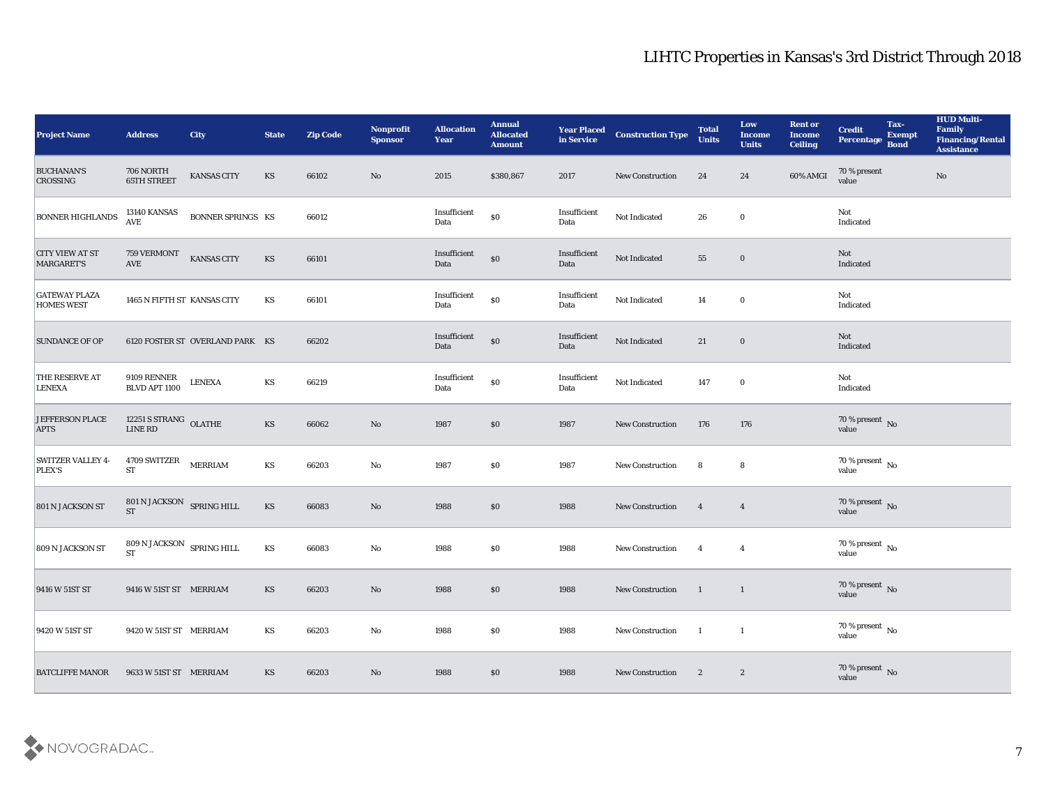# LIHTC Properties in Kansas's 3rd District Through 2018

| Project Name | Address | City | State | Zip Code | Nonprofit Sponsor | Allocation Year | Annual Allocated Amount | Year Placed in Service | Construction Type | Total Units | Low Income Units | Rent or Income Ceiling | Credit Percentage | Tax-Exempt Bond | HUD Multi-Family Financing/Rental Assistance |
|---|---|---|---|---|---|---|---|---|---|---|---|---|---|---|---|
| BUCHANAN'S CROSSING | 706 NORTH 65TH STREET | KANSAS CITY | KS | 66102 | No | 2015 | $380,867 | 2017 | New Construction | 24 | 24 | 60% AMGI | 70 % present value | | No |
| BONNER HIGHLANDS | 13140 KANSAS AVE | BONNER SPRINGS | KS | 66012 | | Insufficient Data | $0 | Insufficient Data | Not Indicated | 26 | 0 | | Not Indicated | | |
| CITY VIEW AT ST MARGARET'S | 759 VERMONT AVE | KANSAS CITY | KS | 66101 | | Insufficient Data | $0 | Insufficient Data | Not Indicated | 55 | 0 | | Not Indicated | | |
| GATEWAY PLAZA HOMES WEST | 1465 N FIFTH ST | KANSAS CITY | KS | 66101 | | Insufficient Data | $0 | Insufficient Data | Not Indicated | 14 | 0 | | Not Indicated | | |
| SUNDANCE OF OP | 6120 FOSTER ST | OVERLAND PARK | KS | 66202 | | Insufficient Data | $0 | Insufficient Data | Not Indicated | 21 | 0 | | Not Indicated | | |
| THE RESERVE AT LENEXA | 9109 RENNER BLVD APT 1100 | LENEXA | KS | 66219 | | Insufficient Data | $0 | Insufficient Data | Not Indicated | 147 | 0 | | Not Indicated | | |
| JEFFERSON PLACE APTS | 12251 S STRANG LINE RD | OLATHE | KS | 66062 | No | 1987 | $0 | 1987 | New Construction | 176 | 176 | | 70 % present value | No | |
| SWITZER VALLEY 4-PLEX'S | 4709 SWITZER ST | MERRIAM | KS | 66203 | No | 1987 | $0 | 1987 | New Construction | 8 | 8 | | 70 % present value | No | |
| 801 N JACKSON ST | 801 N JACKSON ST | SPRING HILL | KS | 66083 | No | 1988 | $0 | 1988 | New Construction | 4 | 4 | | 70 % present value | No | |
| 809 N JACKSON ST | 809 N JACKSON ST | SPRING HILL | KS | 66083 | No | 1988 | $0 | 1988 | New Construction | 4 | 4 | | 70 % present value | No | |
| 9416 W 51ST ST | 9416 W 51ST ST | MERRIAM | KS | 66203 | No | 1988 | $0 | 1988 | New Construction | 1 | 1 | | 70 % present value | No | |
| 9420 W 51ST ST | 9420 W 51ST ST | MERRIAM | KS | 66203 | No | 1988 | $0 | 1988 | New Construction | 1 | 1 | | 70 % present value | No | |
| BATCLIFFE MANOR | 9633 W 51ST ST | MERRIAM | KS | 66203 | No | 1988 | $0 | 1988 | New Construction | 2 | 2 | | 70 % present value | No | |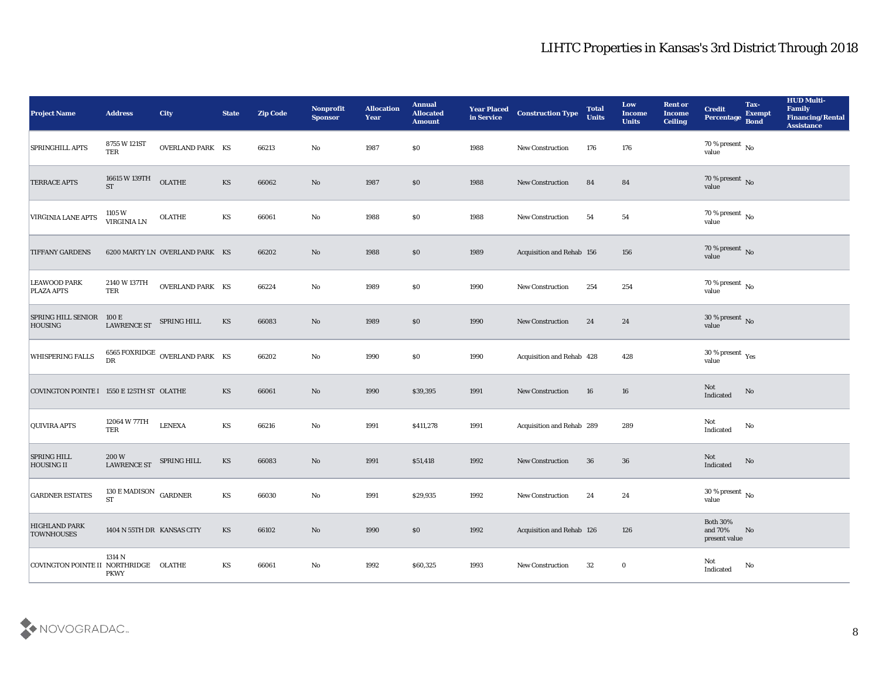# LIHTC Properties in Kansas's 3rd District Through 2018

| Project Name | Address | City | State | Zip Code | Nonprofit Sponsor | Allocation Year | Annual Allocated Amount | Year Placed in Service | Construction Type | Total Units | Low Income Units | Rent or Income Ceiling | Credit Percentage | Tax-Exempt Bond | HUD Multi-Family Financing/Rental Assistance |
|---|---|---|---|---|---|---|---|---|---|---|---|---|---|---|---|
| SPRINGHILL APTS | 8755 W 121ST TER | OVERLAND PARK | KS | 66213 | No | 1987 | $0 | 1988 | New Construction | 176 | 176 | | 70 % present value | No | |
| TERRACE APTS | 16615 W 139TH ST | OLATHE | KS | 66062 | No | 1987 | $0 | 1988 | New Construction | 84 | 84 | | 70 % present value | No | |
| VIRGINIA LANE APTS | 1105 W VIRGINIA LN | OLATHE | KS | 66061 | No | 1988 | $0 | 1988 | New Construction | 54 | 54 | | 70 % present value | No | |
| TIFFANY GARDENS | 6200 MARTY LN | OVERLAND PARK | KS | 66202 | No | 1988 | $0 | 1989 | Acquisition and Rehab | 156 | 156 | | 70 % present value | No | |
| LEAWOOD PARK PLAZA APTS | 2140 W 137TH TER | OVERLAND PARK | KS | 66224 | No | 1989 | $0 | 1990 | New Construction | 254 | 254 | | 70 % present value | No | |
| SPRING HILL SENIOR HOUSING | 100 E LAWRENCE ST | SPRING HILL | KS | 66083 | No | 1989 | $0 | 1990 | New Construction | 24 | 24 | | 30 % present value | No | |
| WHISPERING FALLS | 6565 FOXRIDGE DR | OVERLAND PARK | KS | 66202 | No | 1990 | $0 | 1990 | Acquisition and Rehab | 428 | 428 | | 30 % present value | Yes | |
| COVINGTON POINTE I | 1550 E 125TH ST | OLATHE | KS | 66061 | No | 1990 | $39,395 | 1991 | New Construction | 16 | 16 | | Not Indicated | No | |
| QUIVIRA APTS | 12064 W 77TH TER | LENEXA | KS | 66216 | No | 1991 | $411,278 | 1991 | Acquisition and Rehab | 289 | 289 | | Not Indicated | No | |
| SPRING HILL HOUSING II | 200 W LAWRENCE ST | SPRING HILL | KS | 66083 | No | 1991 | $51,418 | 1992 | New Construction | 36 | 36 | | Not Indicated | No | |
| GARDNER ESTATES | 130 E MADISON ST | GARDNER | KS | 66030 | No | 1991 | $29,935 | 1992 | New Construction | 24 | 24 | | 30 % present value | No | |
| HIGHLAND PARK TOWNHOUSES | 1404 N 55TH DR | KANSAS CITY | KS | 66102 | No | 1990 | $0 | 1992 | Acquisition and Rehab | 126 | 126 | | Both 30% and 70% present value | No | |
| COVINGTON POINTE II | 1314 N NORTHRIDGE PKWY | OLATHE | KS | 66061 | No | 1992 | $60,325 | 1993 | New Construction | 32 | 0 | | Not Indicated | No | |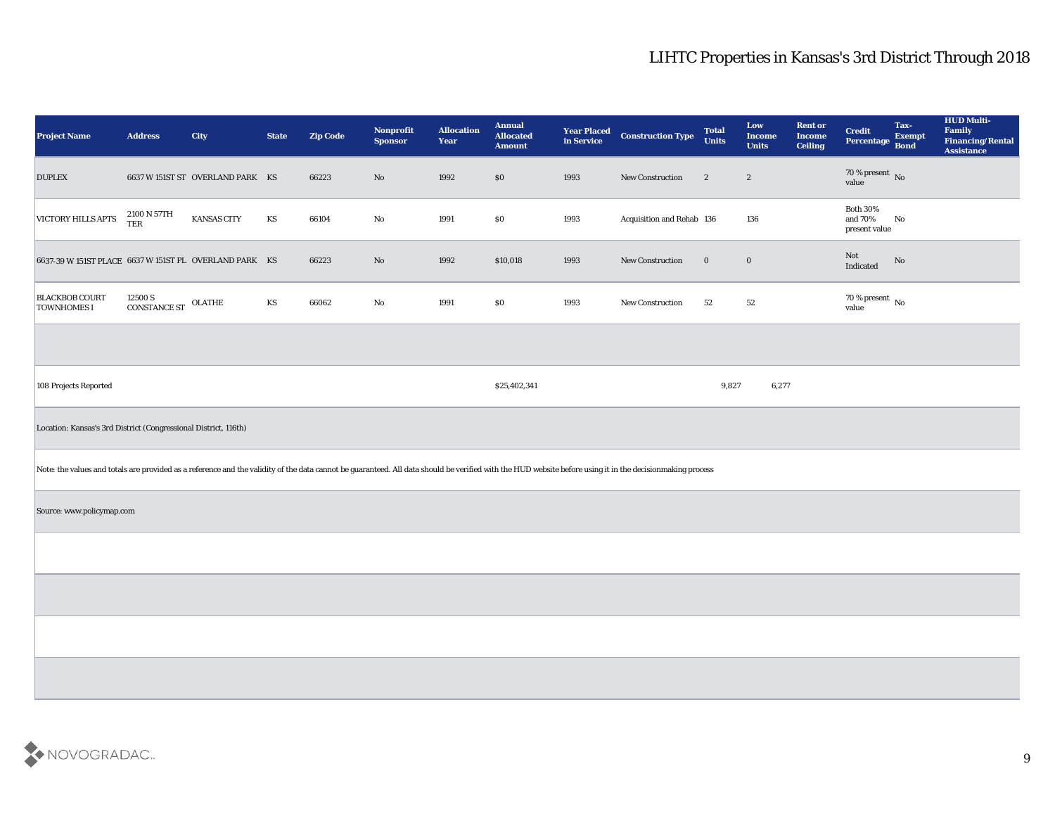# LIHTC Properties in Kansas's 3rd District Through 2018

| Project Name | Address | City | State | Zip Code | Nonprofit Sponsor | Allocation Year | Annual Allocated Amount | Year Placed in Service | Construction Type | Total Units | Low Income Units | Rent or Income Ceiling | Credit Percentage | Tax-Exempt Bond | HUD Multi-Family Financing/Rental Assistance |
|---|---|---|---|---|---|---|---|---|---|---|---|---|---|---|---|
| DUPLEX | 6637 W 151ST ST | OVERLAND PARK | KS | 66223 | No | 1992 | $0 | 1993 | New Construction | 2 | 2 | | 70 % present value | No | |
| VICTORY HILLS APTS | 2100 N 57TH TER | KANSAS CITY | KS | 66104 | No | 1991 | $0 | 1993 | Acquisition and Rehab | 136 | 136 | | Both 30% and 70% present value | No | |
| 6637-39 W 151ST PLACE | 6637 W 151ST PL | OVERLAND PARK | KS | 66223 | No | 1992 | $10,018 | 1993 | New Construction | 0 | 0 | | Not Indicated | No | |
| BLACKBOB COURT TOWNHOMES I | 12500 S CONSTANCE ST | OLATHE | KS | 66062 | No | 1991 | $0 | 1993 | New Construction | 52 | 52 | | 70 % present value | No | |
| | | | | | | | | | | | | | | | |
| 108 Projects Reported | | | | | | | $25,402,341 | | | 9,827 | 6,277 | | | | |

Location: Kansas's 3rd District (Congressional District, 116th)

Note: the values and totals are provided as a reference and the validity of the data cannot be guaranteed. All data should be verified with the HUD website before using it in the decisionmaking process

Source: www.policymap.com